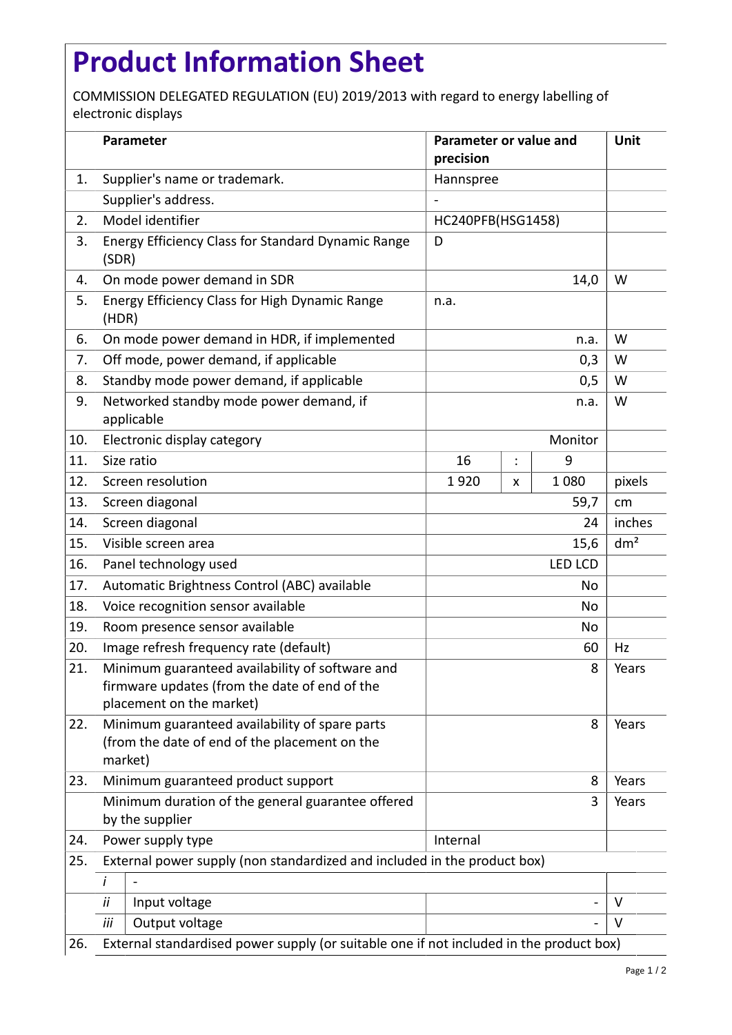# Product Information Sheet

COMMISSION DELEGATED REGULATION (EU) 2019/2013 with regard to energy labelling of electronic displays

| | Parameter | | Parameter or value and precision | | | Unit |
|---|---|---|---|---|---|---|
| 1. | Supplier's name or trademark. | | Hannspree | | | |
| | Supplier's address. | | - | | | |
| 2. | Model identifier | | HC240PFB(HSG1458) | | | |
| 3. | Energy Efficiency Class for Standard Dynamic Range (SDR) | | D | | | |
| 4. | On mode power demand in SDR | | 14,0 | | | W |
| 5. | Energy Efficiency Class for High Dynamic Range (HDR) | | n.a. | | | |
| 6. | On mode power demand in HDR, if implemented | | n.a. | | | W |
| 7. | Off mode, power demand, if applicable | | 0,3 | | | W |
| 8. | Standby mode power demand, if applicable | | 0,5 | | | W |
| 9. | Networked standby mode power demand, if applicable | | n.a. | | | W |
| 10. | Electronic display category | | Monitor | | | |
| 11. | Size ratio | | 16 | : | 9 | |
| 12. | Screen resolution | | 1 920 | x | 1 080 | pixels |
| 13. | Screen diagonal | | 59,7 | | | cm |
| 14. | Screen diagonal | | 24 | | | inches |
| 15. | Visible screen area | | 15,6 | | | dm² |
| 16. | Panel technology used | | LED LCD | | | |
| 17. | Automatic Brightness Control (ABC) available | | No | | | |
| 18. | Voice recognition sensor available | | No | | | |
| 19. | Room presence sensor available | | No | | | |
| 20. | Image refresh frequency rate (default) | | 60 | | | Hz |
| 21. | Minimum guaranteed availability of software and firmware updates (from the date of end of the placement on the market) | | 8 | | | Years |
| 22. | Minimum guaranteed availability of spare parts (from the date of end of the placement on the market) | | 8 | | | Years |
| 23. | Minimum guaranteed product support | | 8 | | | Years |
| | Minimum duration of the general guarantee offered by the supplier | | 3 | | | Years |
| 24. | Power supply type | | Internal | | | |
| 25. | External power supply (non standardized and included in the product box) | | | | | |
| | *i* | - | | | | |
| | *ii* | Input voltage | - | | | V |
| | *iii* | Output voltage | - | | | V |
| 26. | External standardised power supply (or suitable one if not included in the product box) | | | | | |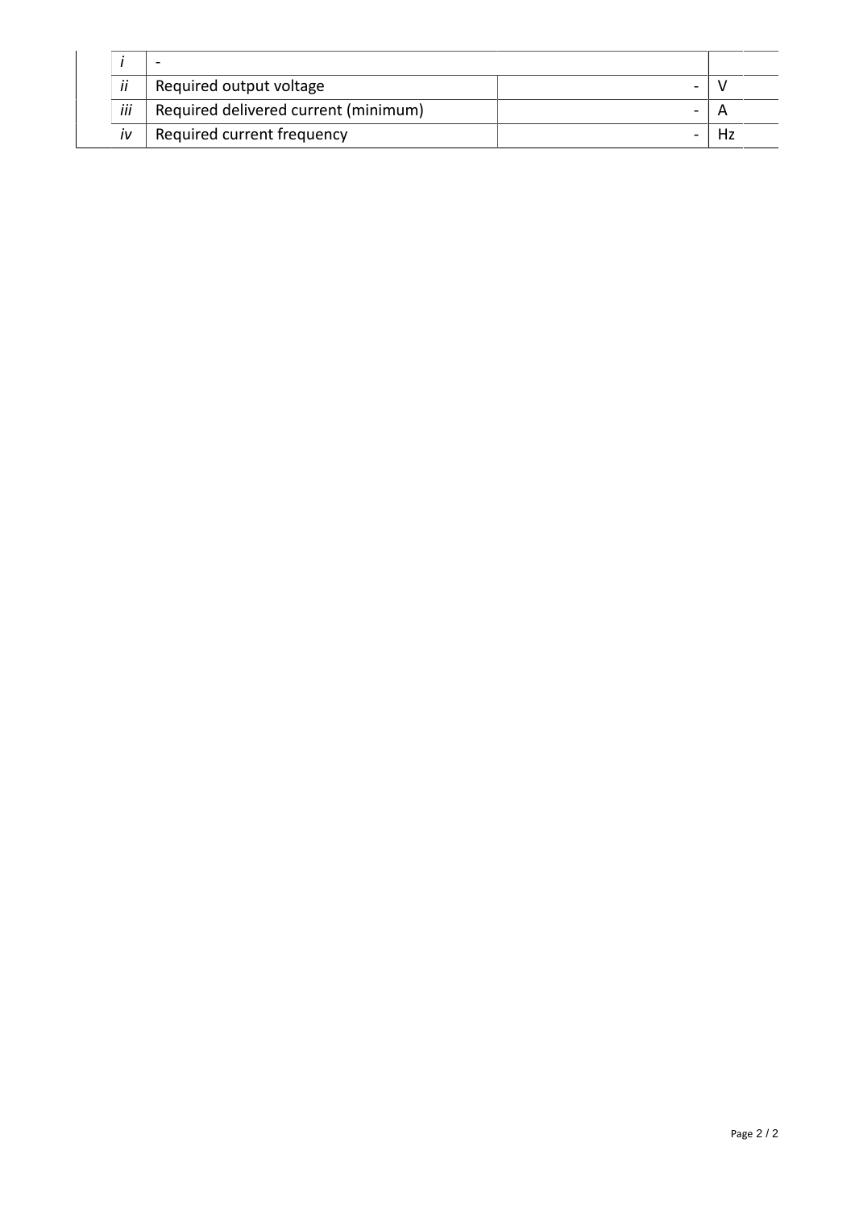| | | | |
|---|---|---|---|
| *i* | - | | |
| *ii* | Required output voltage | - | V |
| *iii* | Required delivered current (minimum) | - | A |
| *iv* | Required current frequency | - | Hz |